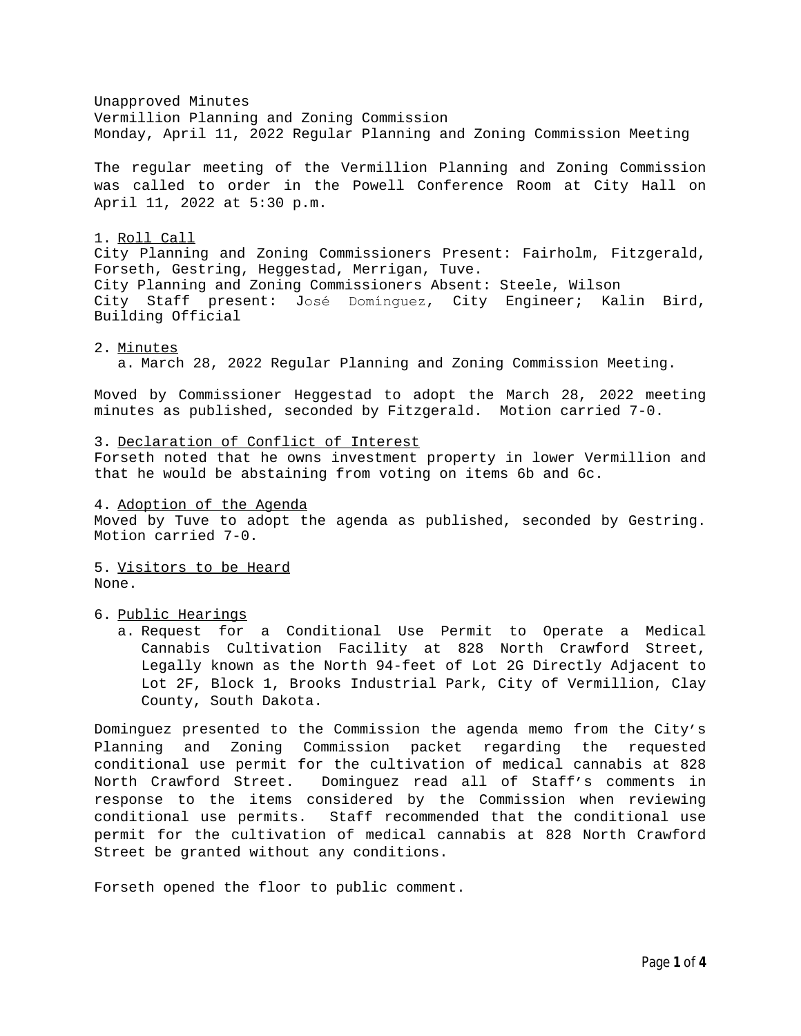Unapproved Minutes
Vermillion Planning and Zoning Commission
Monday, April 11, 2022 Regular Planning and Zoning Commission Meeting

The regular meeting of the Vermillion Planning and Zoning Commission was called to order in the Powell Conference Room at City Hall on April 11, 2022 at 5:30 p.m.

1. <u>Roll Call</u>

City Planning and Zoning Commissioners Present: Fairholm, Fitzgerald, Forseth, Gestring, Heggestad, Merrigan, Tuve.
City Planning and Zoning Commissioners Absent: Steele, Wilson
City Staff present: José Domínguez, City Engineer; Kalin Bird, Building Official

2. <u>Minutes</u>
   a. March 28, 2022 Regular Planning and Zoning Commission Meeting.

Moved by Commissioner Heggestad to adopt the March 28, 2022 meeting minutes as published, seconded by Fitzgerald. Motion carried 7-0.

3. <u>Declaration of Conflict of Interest</u>

Forseth noted that he owns investment property in lower Vermillion and that he would be abstaining from voting on items 6b and 6c.

4. <u>Adoption of the Agenda</u>

Moved by Tuve to adopt the agenda as published, seconded by Gestring. Motion carried 7-0.

5. <u>Visitors to be Heard</u>

None.

6. <u>Public Hearings</u>
   a. Request for a Conditional Use Permit to Operate a Medical Cannabis Cultivation Facility at 828 North Crawford Street, Legally known as the North 94-feet of Lot 2G Directly Adjacent to Lot 2F, Block 1, Brooks Industrial Park, City of Vermillion, Clay County, South Dakota.

Dominguez presented to the Commission the agenda memo from the City's Planning and Zoning Commission packet regarding the requested conditional use permit for the cultivation of medical cannabis at 828 North Crawford Street. Dominguez read all of Staff's comments in response to the items considered by the Commission when reviewing conditional use permits. Staff recommended that the conditional use permit for the cultivation of medical cannabis at 828 North Crawford Street be granted without any conditions.

Forseth opened the floor to public comment.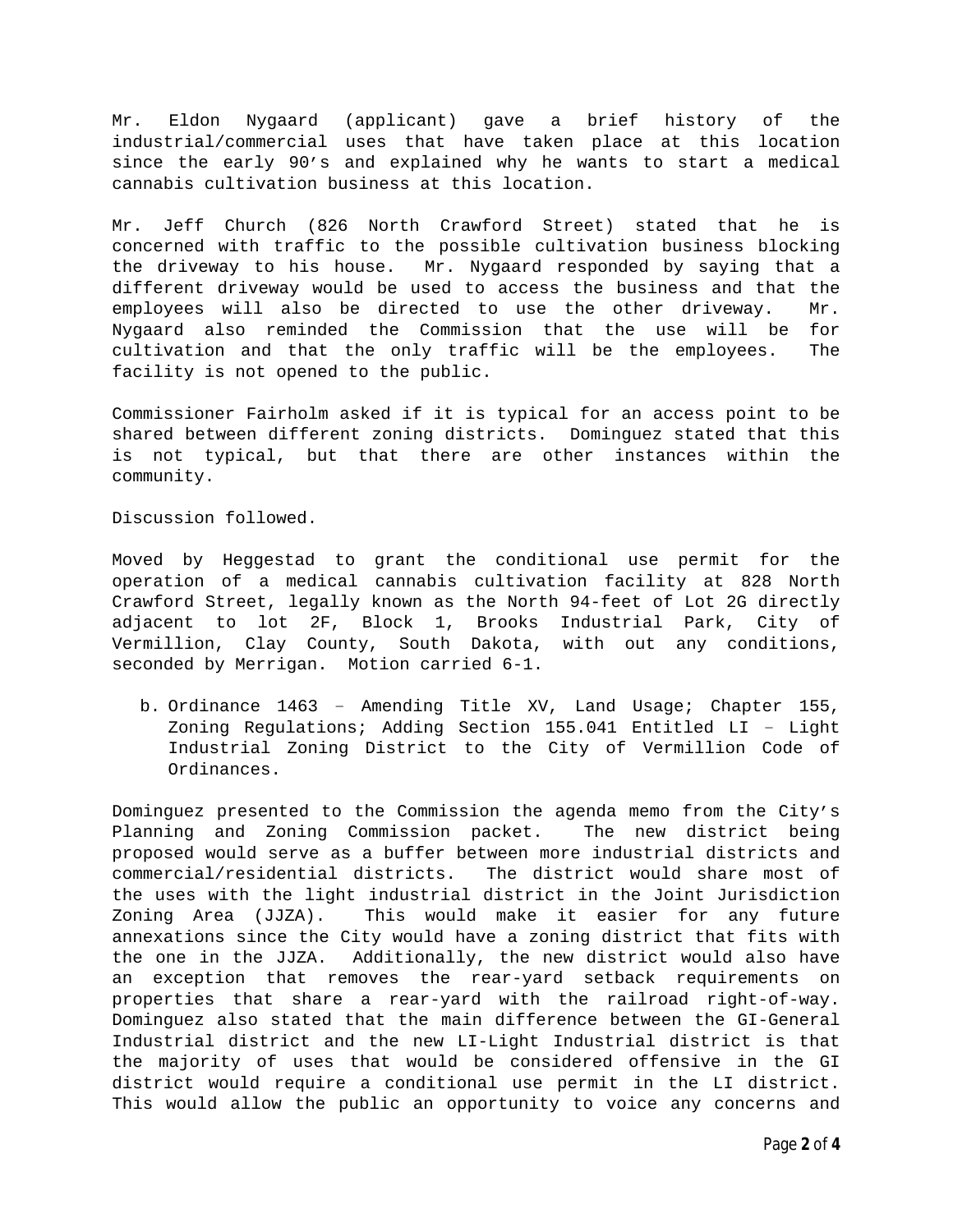Mr. Eldon Nygaard (applicant) gave a brief history of the industrial/commercial uses that have taken place at this location since the early 90's and explained why he wants to start a medical cannabis cultivation business at this location.

Mr. Jeff Church (826 North Crawford Street) stated that he is concerned with traffic to the possible cultivation business blocking the driveway to his house. Mr. Nygaard responded by saying that a different driveway would be used to access the business and that the employees will also be directed to use the other driveway. Mr. Nygaard also reminded the Commission that the use will be for cultivation and that the only traffic will be the employees. The facility is not opened to the public.

Commissioner Fairholm asked if it is typical for an access point to be shared between different zoning districts. Dominguez stated that this is not typical, but that there are other instances within the community.

Discussion followed.

Moved by Heggestad to grant the conditional use permit for the operation of a medical cannabis cultivation facility at 828 North Crawford Street, legally known as the North 94-feet of Lot 2G directly adjacent to lot 2F, Block 1, Brooks Industrial Park, City of Vermillion, Clay County, South Dakota, with out any conditions, seconded by Merrigan. Motion carried 6-1.

b. Ordinance 1463 – Amending Title XV, Land Usage; Chapter 155, Zoning Regulations; Adding Section 155.041 Entitled LI – Light Industrial Zoning District to the City of Vermillion Code of Ordinances.

Dominguez presented to the Commission the agenda memo from the City's Planning and Zoning Commission packet. The new district being proposed would serve as a buffer between more industrial districts and commercial/residential districts. The district would share most of the uses with the light industrial district in the Joint Jurisdiction Zoning Area (JJZA). This would make it easier for any future annexations since the City would have a zoning district that fits with the one in the JJZA. Additionally, the new district would also have an exception that removes the rear-yard setback requirements on properties that share a rear-yard with the railroad right-of-way. Dominguez also stated that the main difference between the GI-General Industrial district and the new LI-Light Industrial district is that the majority of uses that would be considered offensive in the GI district would require a conditional use permit in the LI district. This would allow the public an opportunity to voice any concerns and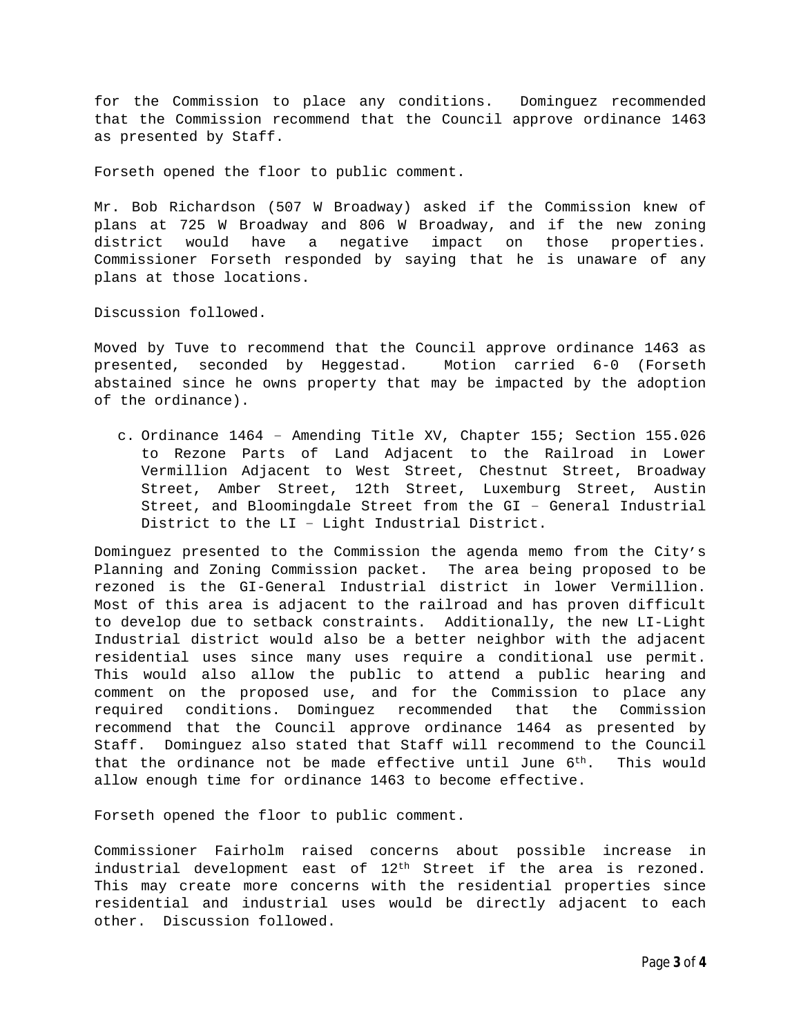for the Commission to place any conditions. Dominguez recommended that the Commission recommend that the Council approve ordinance 1463 as presented by Staff.

Forseth opened the floor to public comment.

Mr. Bob Richardson (507 W Broadway) asked if the Commission knew of plans at 725 W Broadway and 806 W Broadway, and if the new zoning district would have a negative impact on those properties. Commissioner Forseth responded by saying that he is unaware of any plans at those locations.

Discussion followed.

Moved by Tuve to recommend that the Council approve ordinance 1463 as presented, seconded by Heggestad. Motion carried 6-0 (Forseth abstained since he owns property that may be impacted by the adoption of the ordinance).

c. Ordinance 1464 – Amending Title XV, Chapter 155; Section 155.026 to Rezone Parts of Land Adjacent to the Railroad in Lower Vermillion Adjacent to West Street, Chestnut Street, Broadway Street, Amber Street, 12th Street, Luxemburg Street, Austin Street, and Bloomingdale Street from the GI – General Industrial District to the LI – Light Industrial District.

Dominguez presented to the Commission the agenda memo from the City's Planning and Zoning Commission packet. The area being proposed to be rezoned is the GI-General Industrial district in lower Vermillion. Most of this area is adjacent to the railroad and has proven difficult to develop due to setback constraints. Additionally, the new LI-Light Industrial district would also be a better neighbor with the adjacent residential uses since many uses require a conditional use permit. This would also allow the public to attend a public hearing and comment on the proposed use, and for the Commission to place any required conditions. Dominguez recommended that the Commission recommend that the Council approve ordinance 1464 as presented by Staff. Dominguez also stated that Staff will recommend to the Council that the ordinance not be made effective until June 6th. This would allow enough time for ordinance 1463 to become effective.

Forseth opened the floor to public comment.

Commissioner Fairholm raised concerns about possible increase in industrial development east of 12th Street if the area is rezoned. This may create more concerns with the residential properties since residential and industrial uses would be directly adjacent to each other. Discussion followed.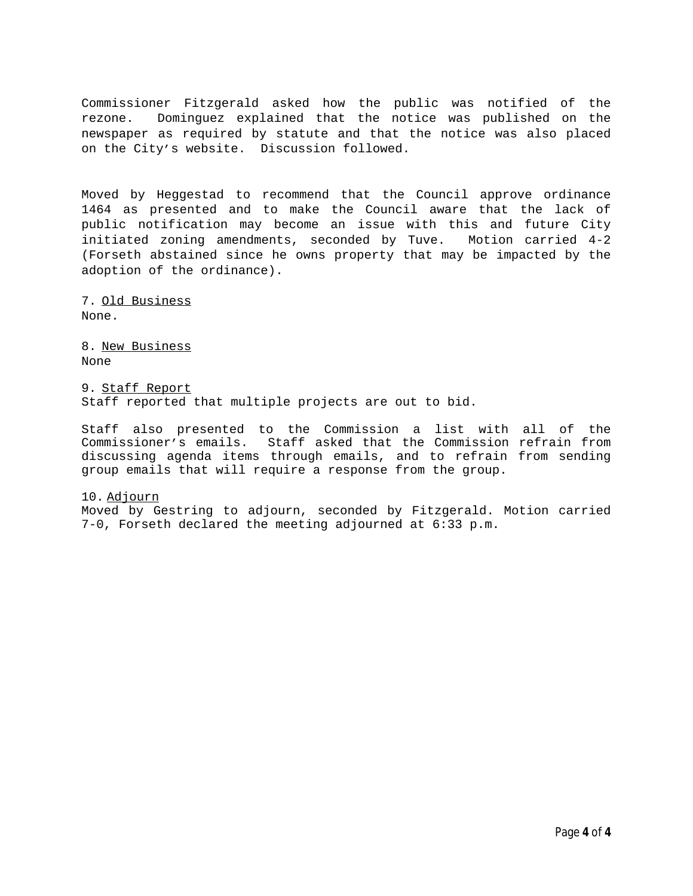Commissioner Fitzgerald asked how the public was notified of the rezone. Dominguez explained that the notice was published on the newspaper as required by statute and that the notice was also placed on the City's website. Discussion followed.

Moved by Heggestad to recommend that the Council approve ordinance 1464 as presented and to make the Council aware that the lack of public notification may become an issue with this and future City initiated zoning amendments, seconded by Tuve. Motion carried 4-2 (Forseth abstained since he owns property that may be impacted by the adoption of the ordinance).

7. Old Business
None.

8. New Business
None

9. Staff Report
Staff reported that multiple projects are out to bid.

Staff also presented to the Commission a list with all of the Commissioner's emails. Staff asked that the Commission refrain from discussing agenda items through emails, and to refrain from sending group emails that will require a response from the group.

10. Adjourn
Moved by Gestring to adjourn, seconded by Fitzgerald. Motion carried 7-0, Forseth declared the meeting adjourned at 6:33 p.m.